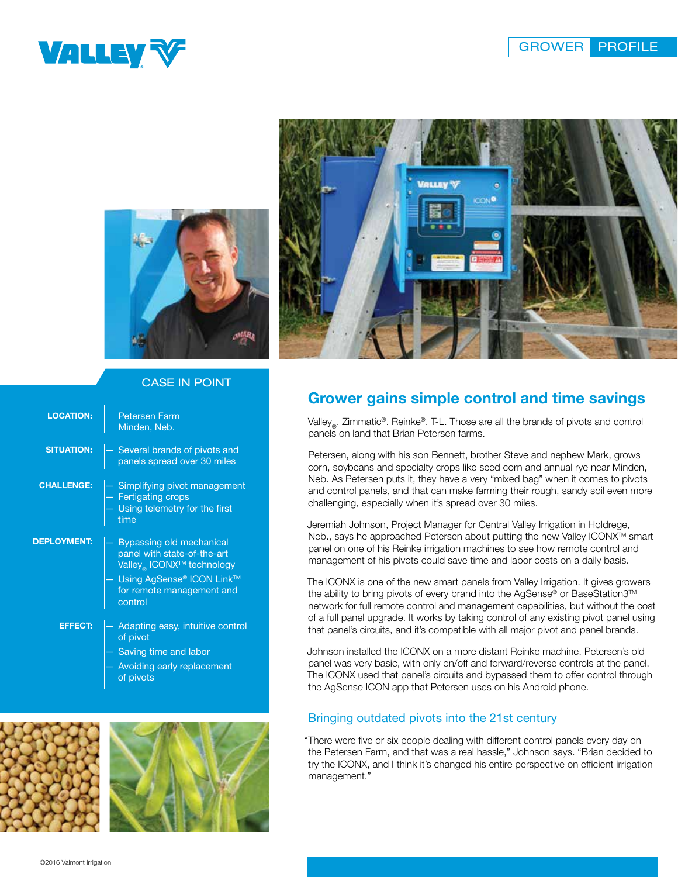GROWER PROFILE

## CASE IN POINT

**LOCATION:**
Petersen Farm
Minden, Neb.

**SITUATION:**
- Several brands of pivots and panels spread over 30 miles

**CHALLENGE:**
- Simplifying pivot management
- Fertigating crops
- Using telemetry for the first time

**DEPLOYMENT:**
- Bypassing old mechanical panel with state-of-the-art Valley® ICONX™ technology
- Using AgSense® ICON Link™ for remote management and control

**EFFECT:**
- Adapting easy, intuitive control of pivot
- Saving time and labor
- Avoiding early replacement of pivots

# Grower gains simple control and time savings

Valley®. Zimmatic®. Reinke®. T-L. Those are all the brands of pivots and control panels on land that Brian Petersen farms.

Petersen, along with his son Bennett, brother Steve and nephew Mark, grows corn, soybeans and specialty crops like seed corn and annual rye near Minden, Neb. As Petersen puts it, they have a very "mixed bag" when it comes to pivots and control panels, and that can make farming their rough, sandy soil even more challenging, especially when it's spread over 30 miles.

Jeremiah Johnson, Project Manager for Central Valley Irrigation in Holdrege, Neb., says he approached Petersen about putting the new Valley ICONX™ smart panel on one of his Reinke irrigation machines to see how remote control and management of his pivots could save time and labor costs on a daily basis.

The ICONX is one of the new smart panels from Valley Irrigation. It gives growers the ability to bring pivots of every brand into the AgSense® or BaseStation3™ network for full remote control and management capabilities, but without the cost of a full panel upgrade. It works by taking control of any existing pivot panel using that panel's circuits, and it's compatible with all major pivot and panel brands.

Johnson installed the ICONX on a more distant Reinke machine. Petersen's old panel was very basic, with only on/off and forward/reverse controls at the panel. The ICONX used that panel's circuits and bypassed them to offer control through the AgSense ICON app that Petersen uses on his Android phone.

## Bringing outdated pivots into the 21st century

"There were five or six people dealing with different control panels every day on the Petersen Farm, and that was a real hassle," Johnson says. "Brian decided to try the ICONX, and I think it's changed his entire perspective on efficient irrigation management."

©2016 Valmont Irrigation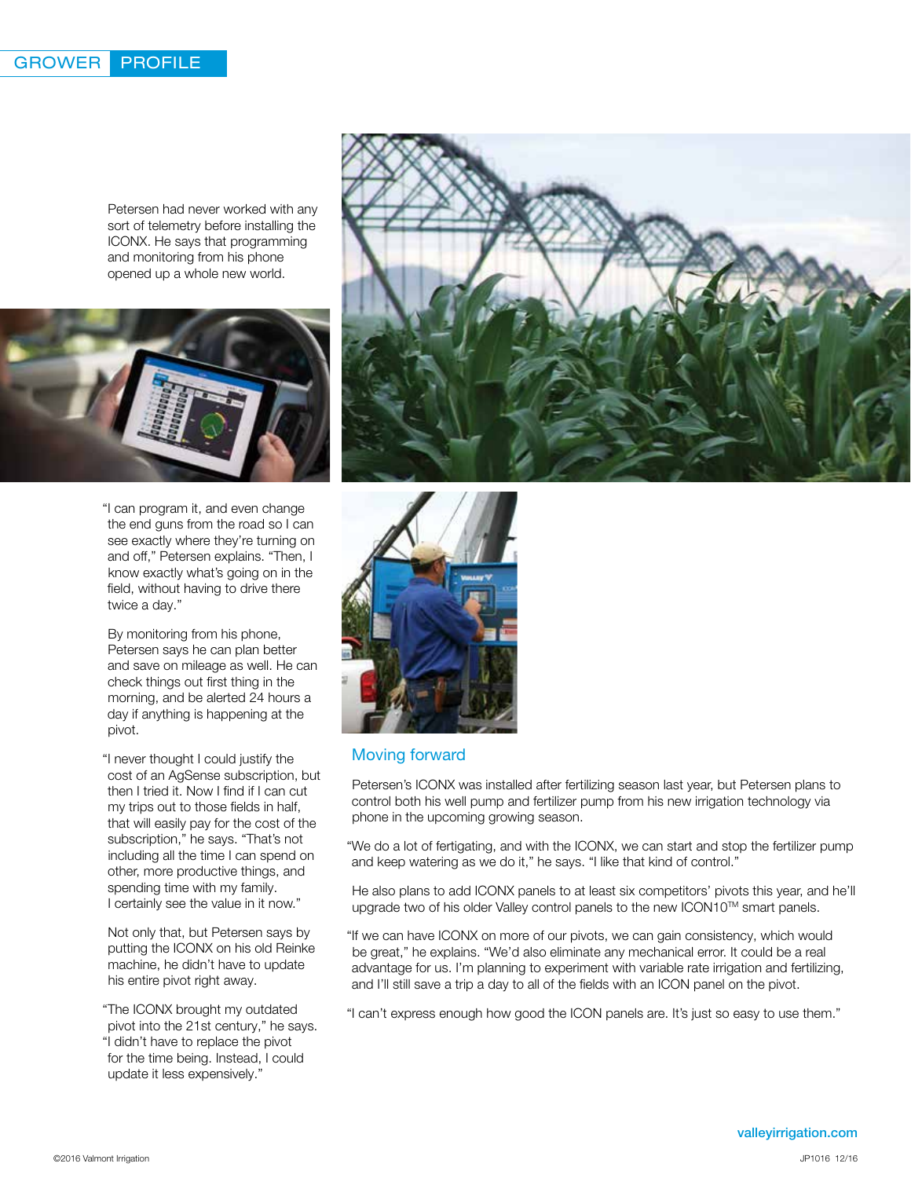Petersen had never worked with any sort of telemetry before installing the ICONX. He says that programming and monitoring from his phone opened up a whole new world.

"I can program it, and even change the end guns from the road so I can see exactly where they're turning on and off," Petersen explains. "Then, I know exactly what's going on in the field, without having to drive there twice a day."

By monitoring from his phone, Petersen says he can plan better and save on mileage as well. He can check things out first thing in the morning, and be alerted 24 hours a day if anything is happening at the pivot.

"I never thought I could justify the cost of an AgSense subscription, but then I tried it. Now I find if I can cut my trips out to those fields in half, that will easily pay for the cost of the subscription," he says. "That's not including all the time I can spend on other, more productive things, and spending time with my family. I certainly see the value in it now."

Not only that, but Petersen says by putting the ICONX on his old Reinke machine, he didn't have to update his entire pivot right away.

"The ICONX brought my outdated pivot into the 21st century," he says. "I didn't have to replace the pivot for the time being. Instead, I could update it less expensively."

## Moving forward

Petersen's ICONX was installed after fertilizing season last year, but Petersen plans to control both his well pump and fertilizer pump from his new irrigation technology via phone in the upcoming growing season.

"We do a lot of fertigating, and with the ICONX, we can start and stop the fertilizer pump and keep watering as we do it," he says. "I like that kind of control."

He also plans to add ICONX panels to at least six competitors' pivots this year, and he'll upgrade two of his older Valley control panels to the new ICON10™ smart panels.

"If we can have ICONX on more of our pivots, we can gain consistency, which would be great," he explains. "We'd also eliminate any mechanical error. It could be a real advantage for us. I'm planning to experiment with variable rate irrigation and fertilizing, and I'll still save a trip a day to all of the fields with an ICON panel on the pivot.

"I can't express enough how good the ICON panels are. It's just so easy to use them."

valleyirrigation.com

©2016 Valmont Irrigation

JP1016 12/16